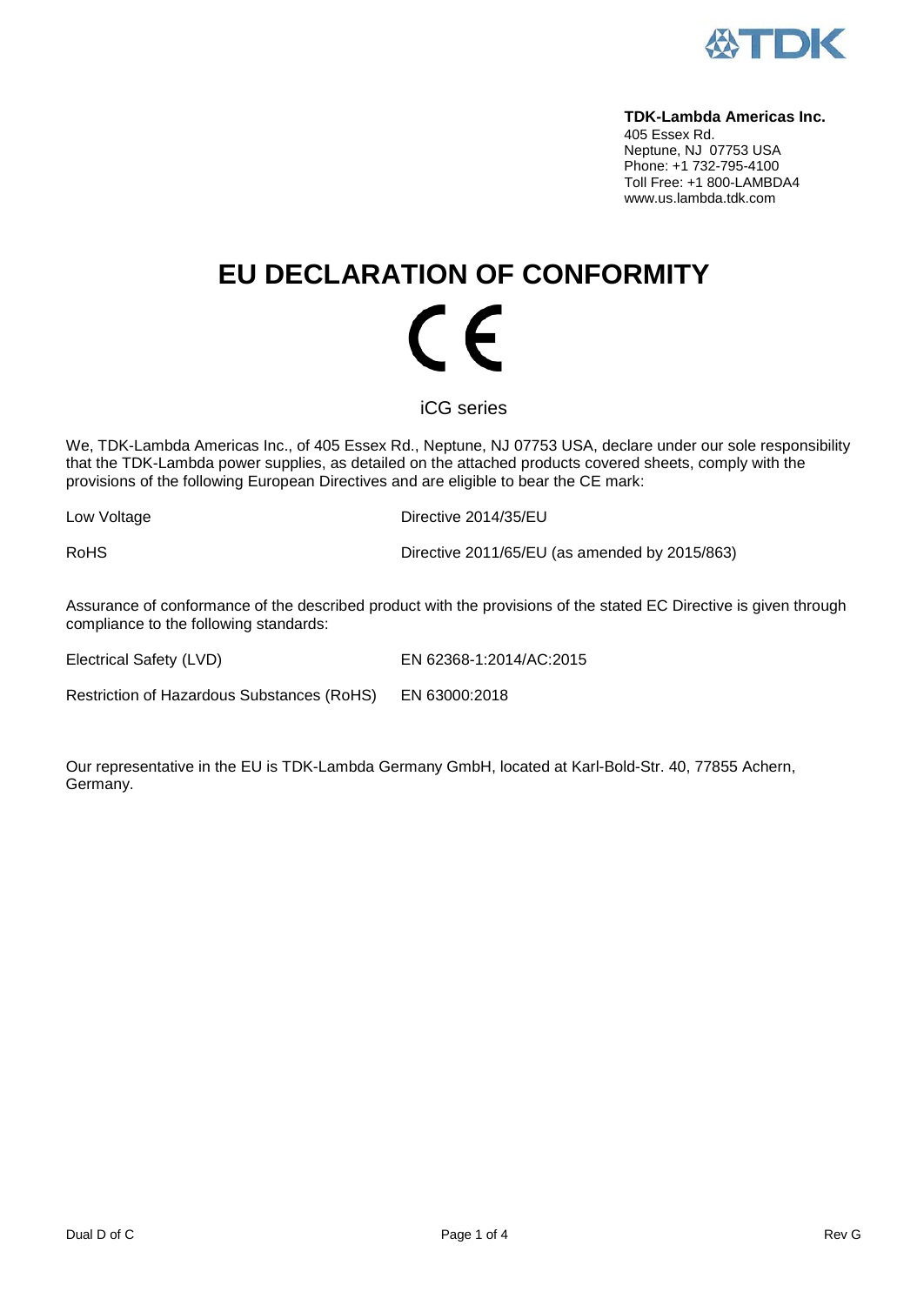**TDK-Lambda Americas Inc.**
405 Essex Rd.
Neptune, NJ 07753 USA
Phone: +1 732-795-4100
Toll Free: +1 800-LAMBDA4
www.us.lambda.tdk.com

# EU DECLARATION OF CONFORMITY

CE

iCG series

We, TDK-Lambda Americas Inc., of 405 Essex Rd., Neptune, NJ 07753 USA, declare under our sole responsibility that the TDK-Lambda power supplies, as detailed on the attached products covered sheets, comply with the provisions of the following European Directives and are eligible to bear the CE mark:

| | |
|---|---|
| Low Voltage | Directive 2014/35/EU |
| RoHS | Directive 2011/65/EU (as amended by 2015/863) |

Assurance of conformance of the described product with the provisions of the stated EC Directive is given through compliance to the following standards:

| | |
|---|---|
| Electrical Safety (LVD) | EN 62368-1:2014/AC:2015 |
| Restriction of Hazardous Substances (RoHS) | EN 63000:2018 |

Our representative in the EU is TDK-Lambda Germany GmbH, located at Karl-Bold-Str. 40, 77855 Achern, Germany.

Dual D of C

Rev G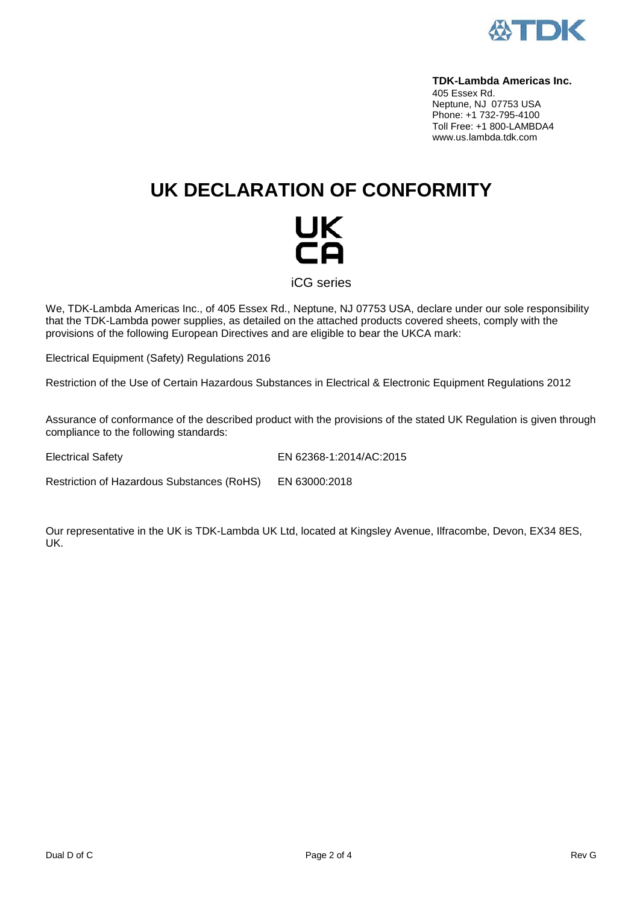**TDK-Lambda Americas Inc.**
405 Essex Rd.
Neptune, NJ 07753 USA
Phone: +1 732-795-4100
Toll Free: +1 800-LAMBDA4
www.us.lambda.tdk.com

# UK DECLARATION OF CONFORMITY

UK
CA

iCG series

We, TDK-Lambda Americas Inc., of 405 Essex Rd., Neptune, NJ 07753 USA, declare under our sole responsibility that the TDK-Lambda power supplies, as detailed on the attached products covered sheets, comply with the provisions of the following European Directives and are eligible to bear the UKCA mark:

Electrical Equipment (Safety) Regulations 2016

Restriction of the Use of Certain Hazardous Substances in Electrical & Electronic Equipment Regulations 2012

Assurance of conformance of the described product with the provisions of the stated UK Regulation is given through compliance to the following standards:

| | |
|---|---|
| Electrical Safety | EN 62368-1:2014/AC:2015 |
| Restriction of Hazardous Substances (RoHS) | EN 63000:2018 |

Our representative in the UK is TDK-Lambda UK Ltd, located at Kingsley Avenue, Ilfracombe, Devon, EX34 8ES, UK.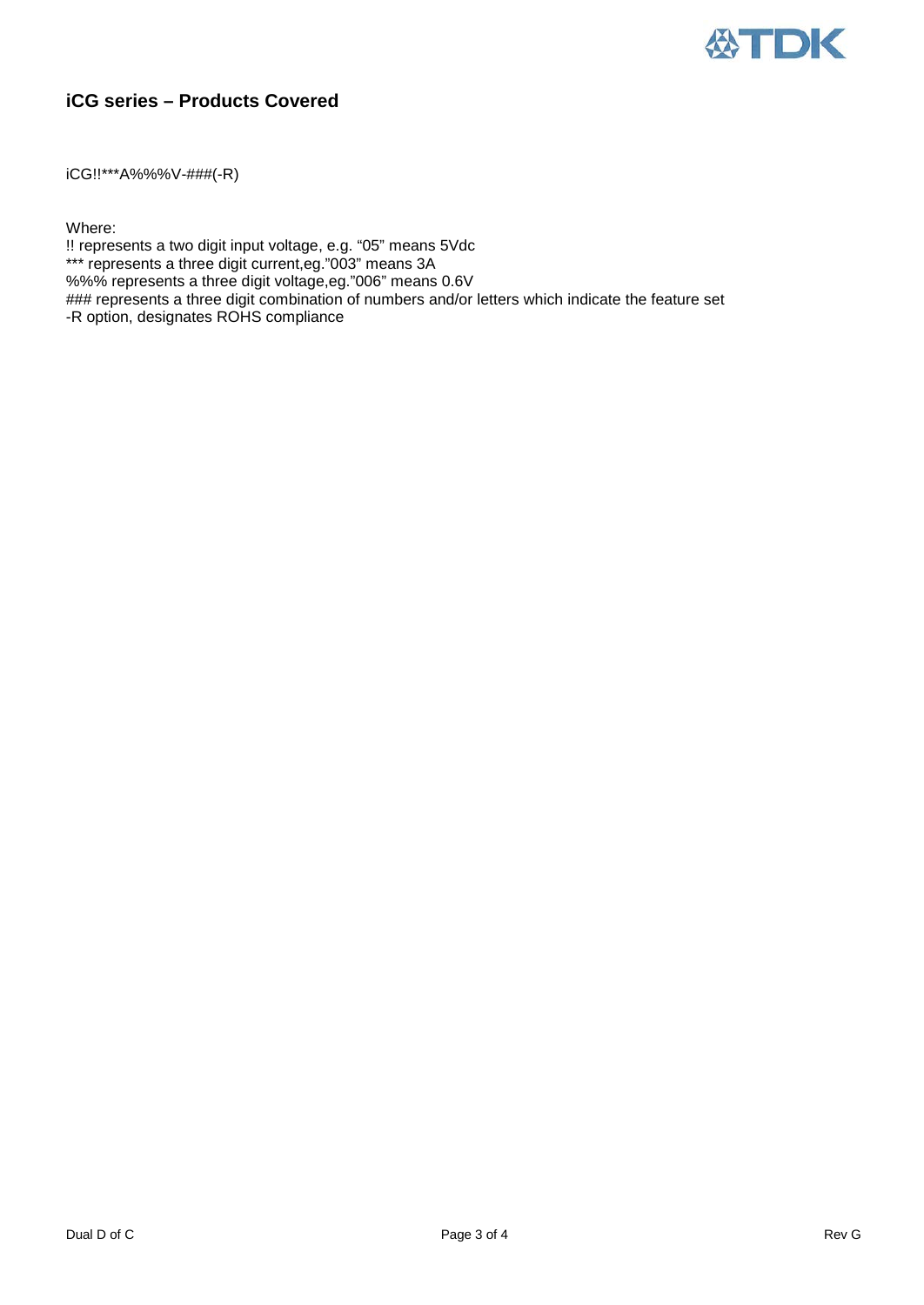## iCG series – Products Covered

iCG!!***A%%%V-###(-R)

Where:
!! represents a two digit input voltage, e.g. “05” means 5Vdc
*** represents a three digit current,eg.”003” means 3A
%%% represents a three digit voltage,eg.”006” means 0.6V
### represents a three digit combination of numbers and/or letters which indicate the feature set
-R option, designates ROHS compliance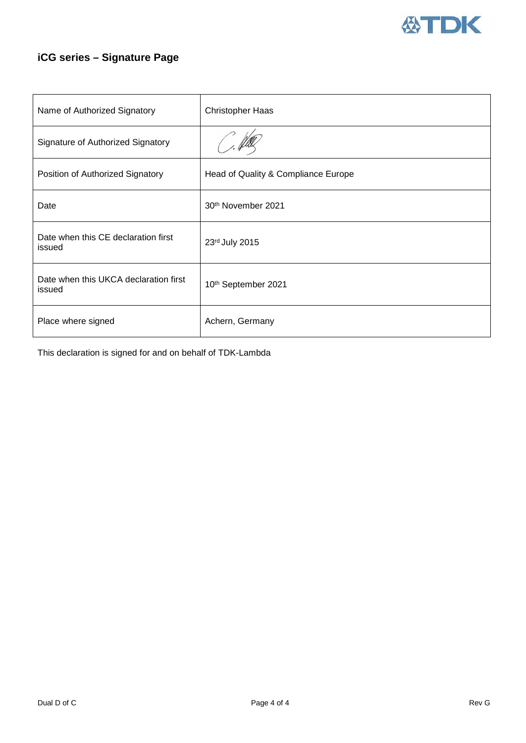## iCG series – Signature Page

| | |
|---|---|
| Name of Authorized Signatory | Christopher Haas |
| Signature of Authorized Signatory | |
| Position of Authorized Signatory | Head of Quality & Compliance Europe |
| Date | 30th November 2021 |
| Date when this CE declaration first issued | 23rd July 2015 |
| Date when this UKCA declaration first issued | 10th September 2021 |
| Place where signed | Achern, Germany |

This declaration is signed for and on behalf of TDK-Lambda